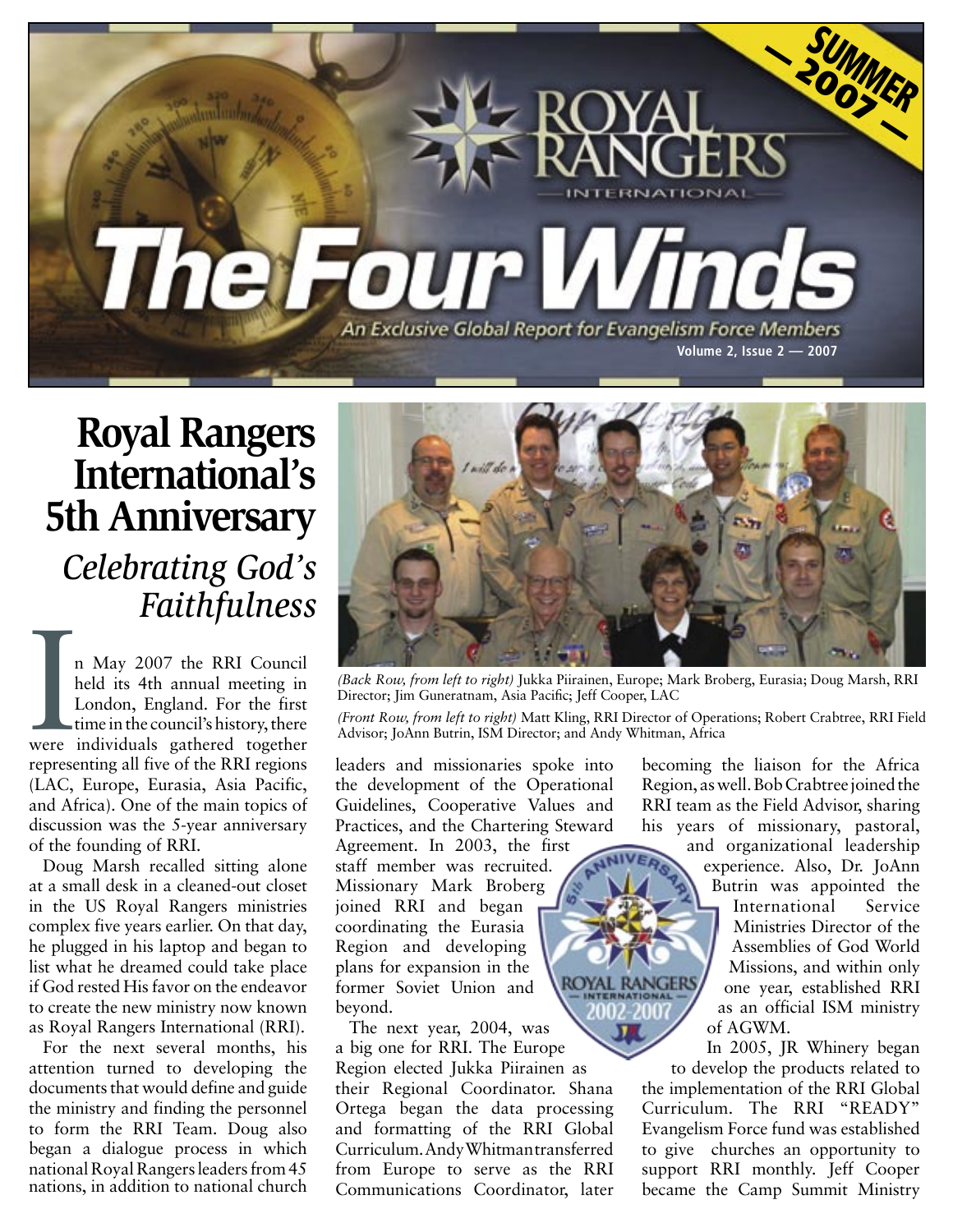# Royal Rangers International — The Four Winds

*An Exclusive Global Report for Evangelism Force Members*

Volume 2, Issue 2 — 2007

SUMMER 2007

## Royal Rangers International's 5th Anniversary

### *Celebrating God's Faithfulness*

*(Back Row, from left to right)* Jukka Piirainen, Europe; Mark Broberg, Eurasia; Doug Marsh, RRI Director; Jim Guneratnam, Asia Pacific; Jeff Cooper, LAC

*(Front Row, from left to right)* Matt Kling, RRI Director of Operations; Robert Crabtree, RRI Field Advisor; JoAnn Butrin, ISM Director; and Andy Whitman, Africa

In May 2007 the RRI Council held its 4th annual meeting in London, England. For the first time in the council's history, there were individuals gathered together representing all five of the RRI regions (LAC, Europe, Eurasia, Asia Pacific, and Africa). One of the main topics of discussion was the 5-year anniversary of the founding of RRI.

Doug Marsh recalled sitting alone at a small desk in a cleaned-out closet in the US Royal Rangers ministries complex five years earlier. On that day, he plugged in his laptop and began to list what he dreamed could take place if God rested His favor on the endeavor to create the new ministry now known as Royal Rangers International (RRI).

For the next several months, his attention turned to developing the documents that would define and guide the ministry and finding the personnel to form the RRI Team. Doug also began a dialogue process in which national Royal Rangers leaders from 45 nations, in addition to national church leaders and missionaries spoke into the development of the Operational Guidelines, Cooperative Values and Practices, and the Chartering Steward Agreement. In 2003, the first staff member was recruited. Missionary Mark Broberg joined RRI and began coordinating the Eurasia Region and developing plans for expansion in the former Soviet Union and beyond.

The next year, 2004, was a big one for RRI. The Europe Region elected Jukka Piirainen as their Regional Coordinator. Shana Ortega began the data processing and formatting of the RRI Global Curriculum. Andy Whitman transferred from Europe to serve as the RRI Communications Coordinator, later becoming the liaison for the Africa Region, as well. Bob Crabtree joined the RRI team as the Field Advisor, sharing his years of missionary, pastoral, and organizational leadership experience. Also, Dr. JoAnn Butrin was appointed the International Service Ministries Director of the Assemblies of God World Missions, and within only one year, established RRI as an official ISM ministry of AGWM.

In 2005, JR Whinery began to develop the products related to the implementation of the RRI Global Curriculum. The RRI "READY" Evangelism Force fund was established to give churches an opportunity to support RRI monthly. Jeff Cooper became the Camp Summit Ministry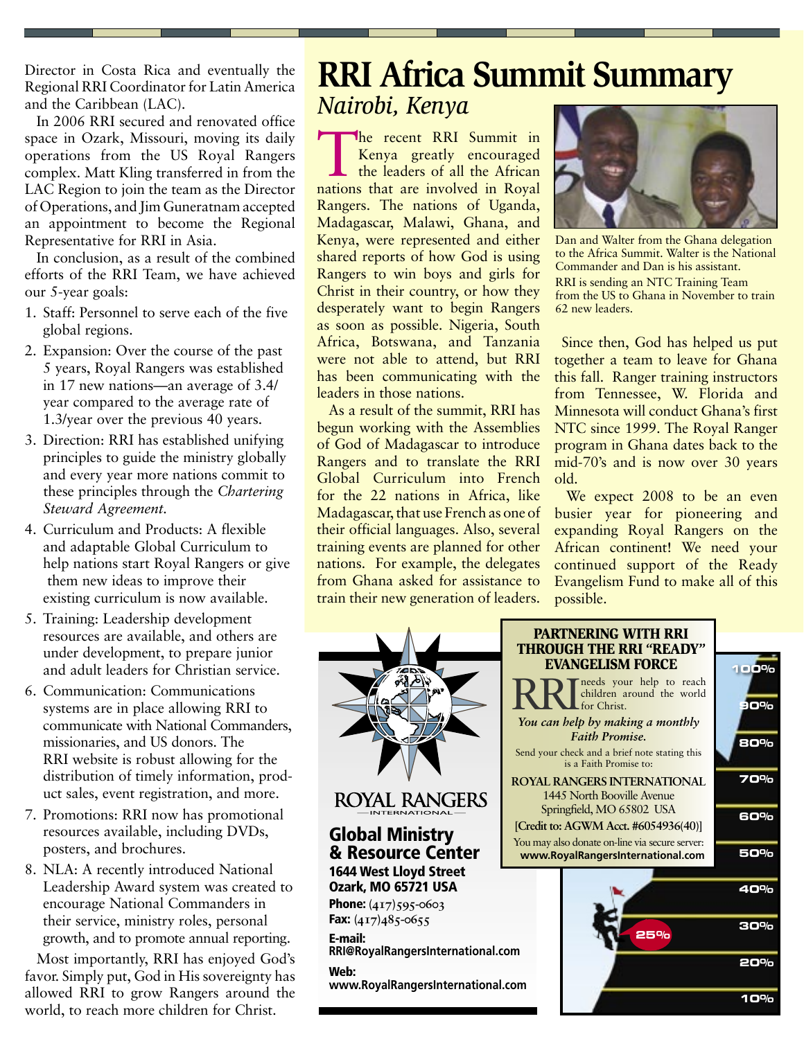Director in Costa Rica and eventually the Regional RRI Coordinator for Latin America and the Caribbean (LAC).

In 2006 RRI secured and renovated office space in Ozark, Missouri, moving its daily operations from the US Royal Rangers complex. Matt Kling transferred in from the LAC Region to join the team as the Director of Operations, and Jim Guneratnam accepted an appointment to become the Regional Representative for RRI in Asia.

In conclusion, as a result of the combined efforts of the RRI Team, we have achieved our 5-year goals:

1. Staff: Personnel to serve each of the five global regions.
2. Expansion: Over the course of the past 5 years, Royal Rangers was established in 17 new nations—an average of 3.4/year compared to the average rate of 1.3/year over the previous 40 years.
3. Direction: RRI has established unifying principles to guide the ministry globally and every year more nations commit to these principles through the *Chartering Steward Agreement.*
4. Curriculum and Products: A flexible and adaptable Global Curriculum to help nations start Royal Rangers or give them new ideas to improve their existing curriculum is now available.
5. Training: Leadership development resources are available, and others are under development, to prepare junior and adult leaders for Christian service.
6. Communication: Communications systems are in place allowing RRI to communicate with National Commanders, missionaries, and US donors. The RRI website is robust allowing for the distribution of timely information, product sales, event registration, and more.
7. Promotions: RRI now has promotional resources available, including DVDs, posters, and brochures.
8. NLA: A recently introduced National Leadership Award system was created to encourage National Commanders in their service, ministry roles, personal growth, and to promote annual reporting.

Most importantly, RRI has enjoyed God's favor. Simply put, God in His sovereignty has allowed RRI to grow Rangers around the world, to reach more children for Christ.

# RRI Africa Summit Summary

*Nairobi, Kenya*

The recent RRI Summit in Kenya greatly encouraged the leaders of all the African nations that are involved in Royal Rangers. The nations of Uganda, Madagascar, Malawi, Ghana, and Kenya, were represented and either shared reports of how God is using Rangers to win boys and girls for Christ in their country, or how they desperately want to begin Rangers as soon as possible. Nigeria, South Africa, Botswana, and Tanzania were not able to attend, but RRI has been communicating with the leaders in those nations.

As a result of the summit, RRI has begun working with the Assemblies of God of Madagascar to introduce Rangers and to translate the RRI Global Curriculum into French for the 22 nations in Africa, like Madagascar, that use French as one of their official languages. Also, several training events are planned for other nations. For example, the delegates from Ghana asked for assistance to train their new generation of leaders.

Dan and Walter from the Ghana delegation to the Africa Summit. Walter is the National Commander and Dan is his assistant.

RRI is sending an NTC Training Team from the US to Ghana in November to train 62 new leaders.

Since then, God has helped us put together a team to leave for Ghana this fall. Ranger training instructors from Tennessee, W. Florida and Minnesota will conduct Ghana's first NTC since 1999. The Royal Ranger program in Ghana dates back to the mid-70's and is now over 30 years old.

We expect 2008 to be an even busier year for pioneering and expanding Royal Rangers on the African continent! We need your continued support of the Ready Evangelism Fund to make all of this possible.

ROYAL RANGERS INTERNATIONAL

**Global Ministry & Resource Center**
**1644 West Lloyd Street**
**Ozark, MO 65721 USA**
**Phone:** (417)595-0603
**Fax:** (417)485-0655
**E-mail:** **RRI@RoyalRangersInternational.com**
**Web:** **www.RoyalRangersInternational.com**

## PARTNERING WITH RRI THROUGH THE RRI "READY" EVANGELISM FORCE

RRI needs your help to reach children around the world for Christ.

*You can help by making a monthly Faith Promise.*

Send your check and a brief note stating this is a Faith Promise to:

**ROYAL RANGERS INTERNATIONAL**
1445 North Booville Avenue
Springfield, MO 65802 USA
**[Credit to: AGWM Acct. #6054936(40)]**

You may also donate on-line via secure server:
**www.RoyalRangersInternational.com**

100%
90%
80%
70%
60%
50%
40%
30%
25%
20%
10%